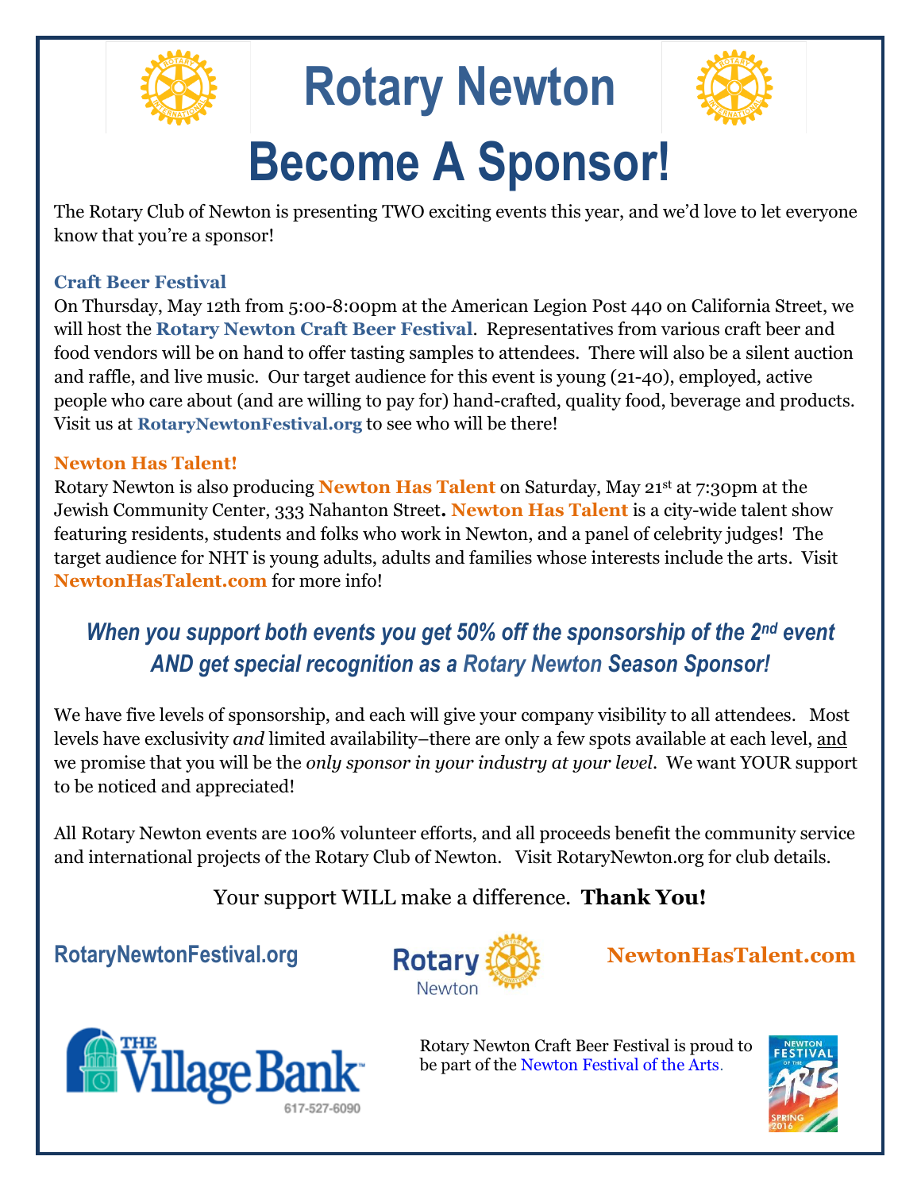# Rotary Newton

# Become A Sponsor!

The Rotary Club of Newton is presenting TWO exciting events this year, and we'd love to let everyone know that you're a sponsor!

### Craft Beer Festival

On Thursday, May 12th from 5:00-8:00pm at the American Legion Post 440 on California Street, we will host the **Rotary Newton Craft Beer Festival**. Representatives from various craft beer and food vendors will be on hand to offer tasting samples to attendees. There will also be a silent auction and raffle, and live music. Our target audience for this event is young (21-40), employed, active people who care about (and are willing to pay for) hand-crafted, quality food, beverage and products. Visit us at **RotaryNewtonFestival.org** to see who will be there!

### Newton Has Talent!

Rotary Newton is also producing **Newton Has Talent** on Saturday, May 21st at 7:30pm at the Jewish Community Center, 333 Nahanton Street**.** **Newton Has Talent** is a city-wide talent show featuring residents, students and folks who work in Newton, and a panel of celebrity judges! The target audience for NHT is young adults, adults and families whose interests include the arts. Visit **NewtonHasTalent.com** for more info!

***When you support both events you get 50% off the sponsorship of the 2nd event AND get special recognition as a Rotary Newton Season Sponsor!***

We have five levels of sponsorship, and each will give your company visibility to all attendees. Most levels have exclusivity *and* limited availability–there are only a few spots available at each level, and we promise that you will be the *only sponsor in your industry at your level*. We want YOUR support to be noticed and appreciated!

All Rotary Newton events are 100% volunteer efforts, and all proceeds benefit the community service and international projects of the Rotary Club of Newton. Visit RotaryNewton.org for club details.

Your support WILL make a difference. **Thank You!**

**RotaryNewtonFestival.org** Rotary Newton **NewtonHasTalent.com**

The Village Bank 617-527-6090

Rotary Newton Craft Beer Festival is proud to be part of the Newton Festival of the Arts.

NEWTON FESTIVAL OF THE ARTS SPRING 2016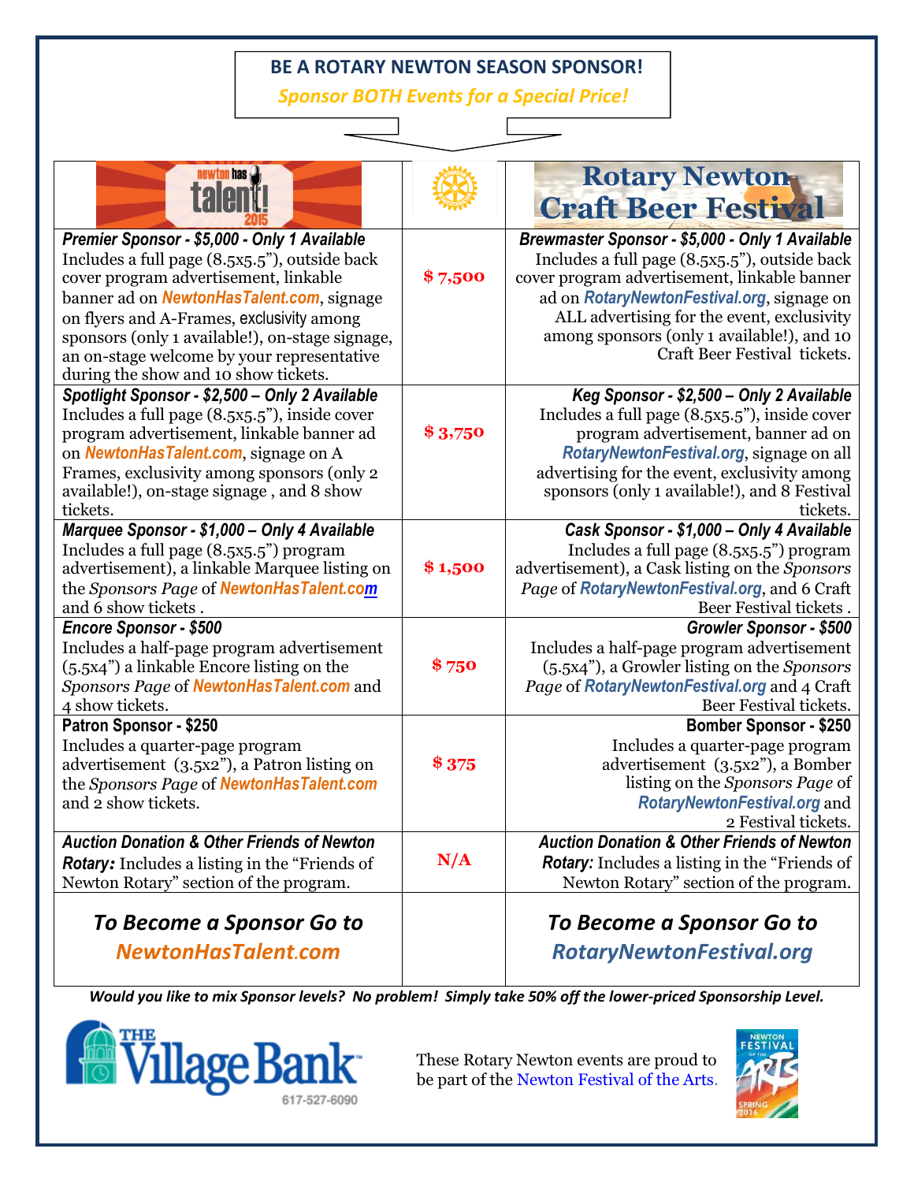# BE A ROTARY NEWTON SEASON SPONSOR!

*Sponsor BOTH Events for a Special Price!*

| newton has talent! 2015 | | Rotary Newton Craft Beer Festival |
|---|---|---|
| ***Premier Sponsor - $5,000 - Only 1 Available*** Includes a full page (8.5x5.5"), outside back cover program advertisement, linkable banner ad on **NewtonHasTalent.com**, signage on flyers and A-Frames, exclusivity among sponsors (only 1 available!), on-stage signage, an on-stage welcome by your representative during the show and 10 show tickets. | **$ 7,500** | ***Brewmaster Sponsor - $5,000 - Only 1 Available*** Includes a full page (8.5x5.5"), outside back cover program advertisement, linkable banner ad on **RotaryNewtonFestival.org**, signage on ALL advertising for the event, exclusivity among sponsors (only 1 available!), and 10 Craft Beer Festival tickets. |
| ***Spotlight Sponsor - $2,500 – Only 2 Available*** Includes a full page (8.5x5.5"), inside cover program advertisement, linkable banner ad on **NewtonHasTalent.com**, signage on A Frames, exclusivity among sponsors (only 2 available!), on-stage signage , and 8 show tickets. | **$ 3,750** | ***Keg Sponsor - $2,500 – Only 2 Available*** Includes a full page (8.5x5.5"), inside cover program advertisement, banner ad on **RotaryNewtonFestival.org**, signage on all advertising for the event, exclusivity among sponsors (only 1 available!), and 8 Festival tickets. |
| ***Marquee Sponsor - $1,000 – Only 4 Available*** Includes a full page (8.5x5.5") program advertisement), a linkable Marquee listing on the *Sponsors Page* of **NewtonHasTalent.com** and 6 show tickets . | **$ 1,500** | ***Cask Sponsor - $1,000 – Only 4 Available*** Includes a full page (8.5x5.5") program advertisement), a Cask listing on the *Sponsors Page* of **RotaryNewtonFestival.org**, and 6 Craft Beer Festival tickets . |
| ***Encore Sponsor - $500*** Includes a half-page program advertisement (5.5x4") a linkable Encore listing on the *Sponsors Page* of **NewtonHasTalent.com** and 4 show tickets. | **$ 750** | ***Growler Sponsor - $500*** Includes a half-page program advertisement (5.5x4"), a Growler listing on the *Sponsors Page* of **RotaryNewtonFestival.org** and 4 Craft Beer Festival tickets. |
| **Patron Sponsor - $250** Includes a quarter-page program advertisement (3.5x2"), a Patron listing on the *Sponsors Page* of **NewtonHasTalent.com** and 2 show tickets. | **$ 375** | **Bomber Sponsor - $250** Includes a quarter-page program advertisement (3.5x2"), a Bomber listing on the *Sponsors Page* of **RotaryNewtonFestival.org** and 2 Festival tickets. |
| ***Auction Donation & Other Friends of Newton Rotary:*** Includes a listing in the "Friends of Newton Rotary" section of the program. | **N/A** | ***Auction Donation & Other Friends of Newton Rotary:*** Includes a listing in the "Friends of Newton Rotary" section of the program. |
| ***To Become a Sponsor Go to NewtonHasTalent.com*** | | ***To Become a Sponsor Go to RotaryNewtonFestival.org*** |

***Would you like to mix Sponsor levels? No problem! Simply take 50% off the lower-priced Sponsorship Level.***

THE Village Bank 617-527-6090

These Rotary Newton events are proud to be part of the Newton Festival of the Arts.

NEWTON FESTIVAL OF THE ARTS SPRING 2016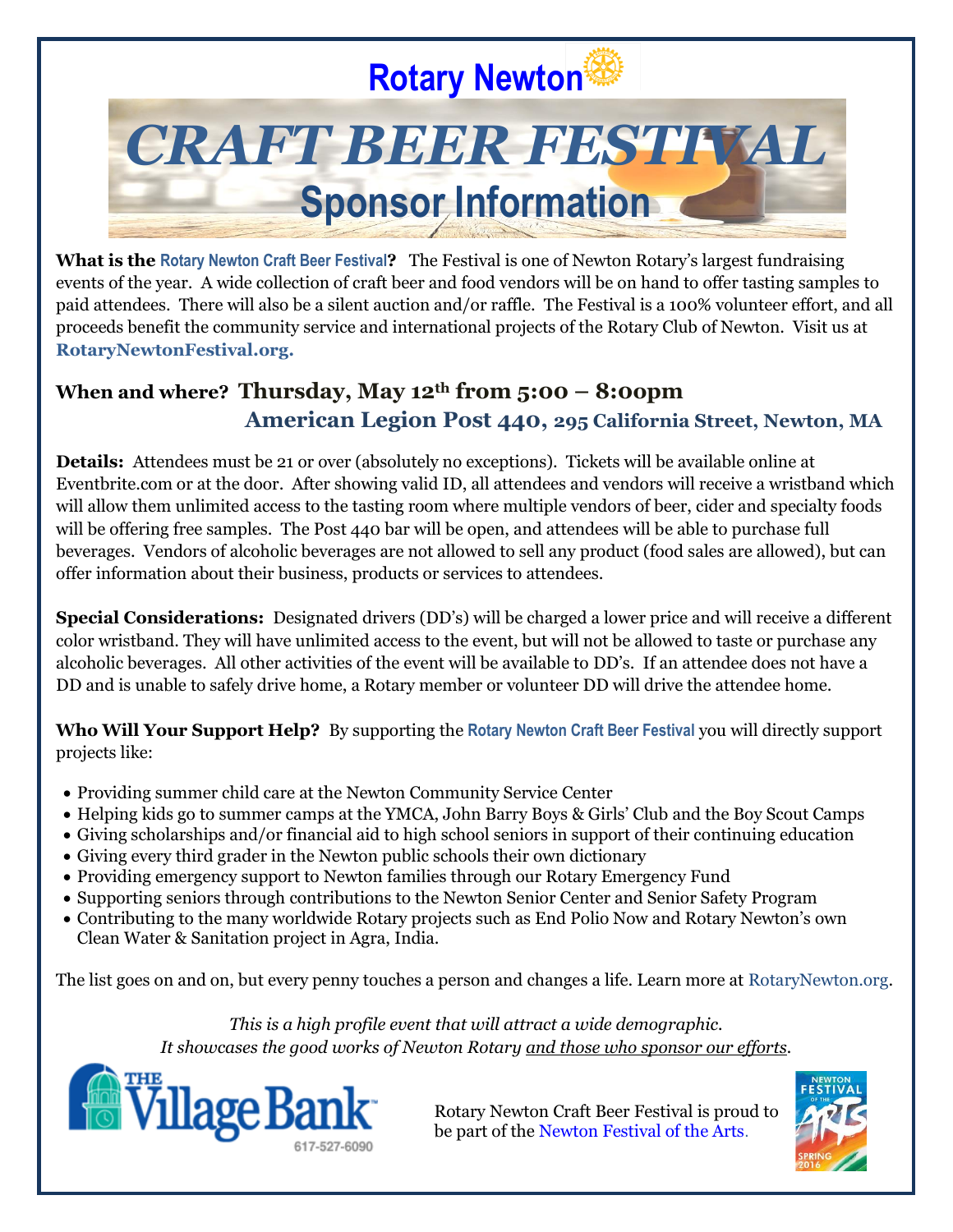# Rotary Newton

# *CRAFT BEER FESTIVAL*

## Sponsor Information

**What is the Rotary Newton Craft Beer Festival?** The Festival is one of Newton Rotary's largest fundraising events of the year. A wide collection of craft beer and food vendors will be on hand to offer tasting samples to paid attendees. There will also be a silent auction and/or raffle. The Festival is a 100% volunteer effort, and all proceeds benefit the community service and international projects of the Rotary Club of Newton. Visit us at **RotaryNewtonFestival.org.**

**When and where? Thursday, May 12th from 5:00 – 8:00pm**
**American Legion Post 440, 295 California Street, Newton, MA**

**Details:** Attendees must be 21 or over (absolutely no exceptions). Tickets will be available online at Eventbrite.com or at the door. After showing valid ID, all attendees and vendors will receive a wristband which will allow them unlimited access to the tasting room where multiple vendors of beer, cider and specialty foods will be offering free samples. The Post 440 bar will be open, and attendees will be able to purchase full beverages. Vendors of alcoholic beverages are not allowed to sell any product (food sales are allowed), but can offer information about their business, products or services to attendees.

**Special Considerations:** Designated drivers (DD's) will be charged a lower price and will receive a different color wristband. They will have unlimited access to the event, but will not be allowed to taste or purchase any alcoholic beverages. All other activities of the event will be available to DD's. If an attendee does not have a DD and is unable to safely drive home, a Rotary member or volunteer DD will drive the attendee home.

**Who Will Your Support Help?** By supporting the Rotary Newton Craft Beer Festival you will directly support projects like:

- Providing summer child care at the Newton Community Service Center
- Helping kids go to summer camps at the YMCA, John Barry Boys & Girls' Club and the Boy Scout Camps
- Giving scholarships and/or financial aid to high school seniors in support of their continuing education
- Giving every third grader in the Newton public schools their own dictionary
- Providing emergency support to Newton families through our Rotary Emergency Fund
- Supporting seniors through contributions to the Newton Senior Center and Senior Safety Program
- Contributing to the many worldwide Rotary projects such as End Polio Now and Rotary Newton's own Clean Water & Sanitation project in Agra, India.

The list goes on and on, but every penny touches a person and changes a life. Learn more at RotaryNewton.org.

*This is a high profile event that will attract a wide demographic.*
*It showcases the good works of Newton Rotary* *<u>and those who sponsor our efforts</u>*.

THE Village Bank
617-527-6090

Rotary Newton Craft Beer Festival is proud to be part of the Newton Festival of the Arts.

NEWTON FESTIVAL OF THE ARTS SPRING 2016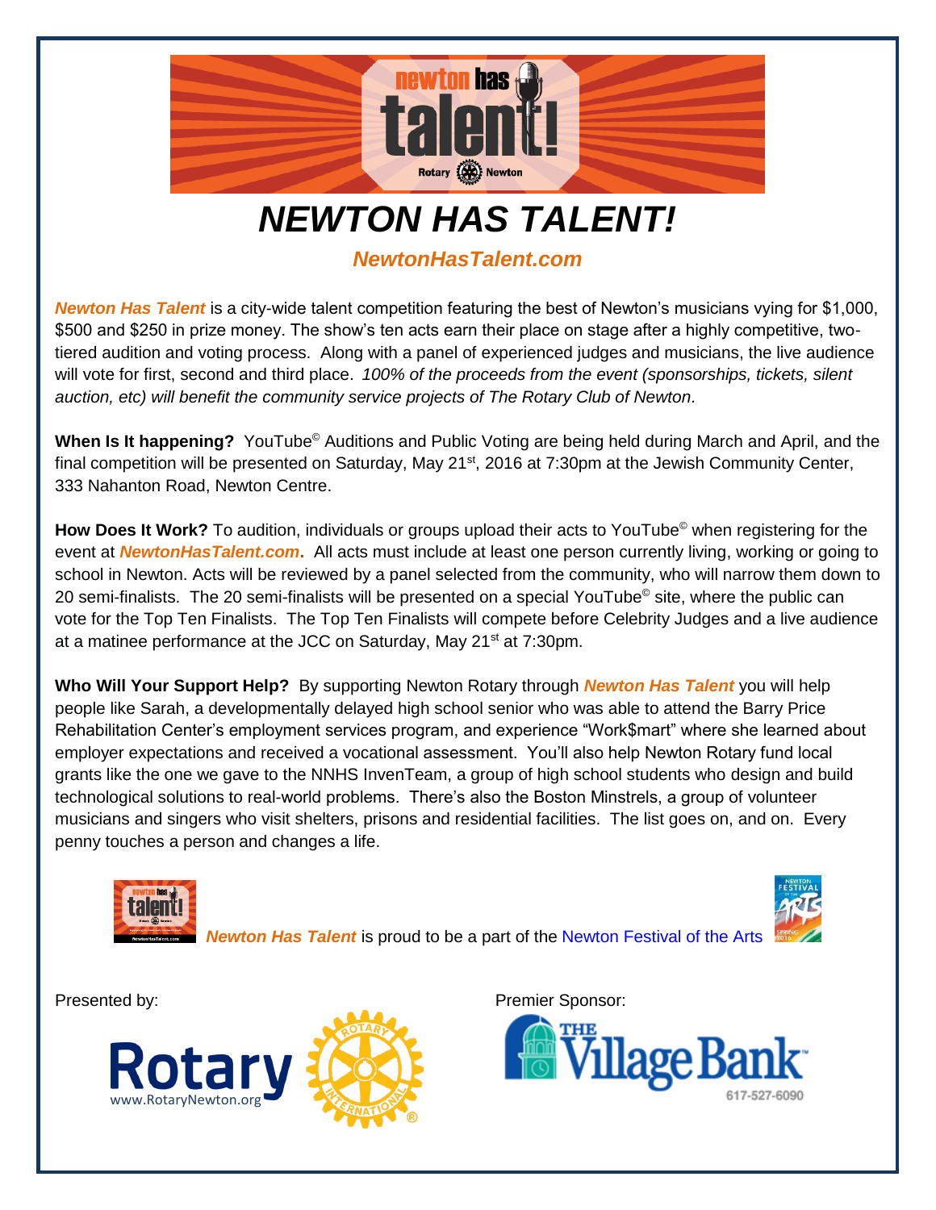# NEWTON HAS TALENT!

***NewtonHasTalent.com***

***Newton Has Talent*** is a city-wide talent competition featuring the best of Newton's musicians vying for $1,000, $500 and $250 in prize money. The show's ten acts earn their place on stage after a highly competitive, two-tiered audition and voting process. Along with a panel of experienced judges and musicians, the live audience will vote for first, second and third place. *100% of the proceeds from the event (sponsorships, tickets, silent auction, etc) will benefit the community service projects of The Rotary Club of Newton.*

**When Is It happening?** YouTube© Auditions and Public Voting are being held during March and April, and the final competition will be presented on Saturday, May 21st, 2016 at 7:30pm at the Jewish Community Center, 333 Nahanton Road, Newton Centre.

**How Does It Work?** To audition, individuals or groups upload their acts to YouTube© when registering for the event at ***NewtonHasTalent.com***. All acts must include at least one person currently living, working or going to school in Newton. Acts will be reviewed by a panel selected from the community, who will narrow them down to 20 semi-finalists. The 20 semi-finalists will be presented on a special YouTube© site, where the public can vote for the Top Ten Finalists. The Top Ten Finalists will compete before Celebrity Judges and a live audience at a matinee performance at the JCC on Saturday, May 21st at 7:30pm.

**Who Will Your Support Help?** By supporting Newton Rotary through ***Newton Has Talent*** you will help people like Sarah, a developmentally delayed high school senior who was able to attend the Barry Price Rehabilitation Center's employment services program, and experience "Work$mart" where she learned about employer expectations and received a vocational assessment. You'll also help Newton Rotary fund local grants like the one we gave to the NNHS InvenTeam, a group of high school students who design and build technological solutions to real-world problems. There's also the Boston Minstrels, a group of volunteer musicians and singers who visit shelters, prisons and residential facilities. The list goes on, and on. Every penny touches a person and changes a life.

***Newton Has Talent*** is proud to be a part of the Newton Festival of the Arts

Presented by:

Rotary
www.RotaryNewton.org

Premier Sponsor:

The Village Bank
617-527-6090